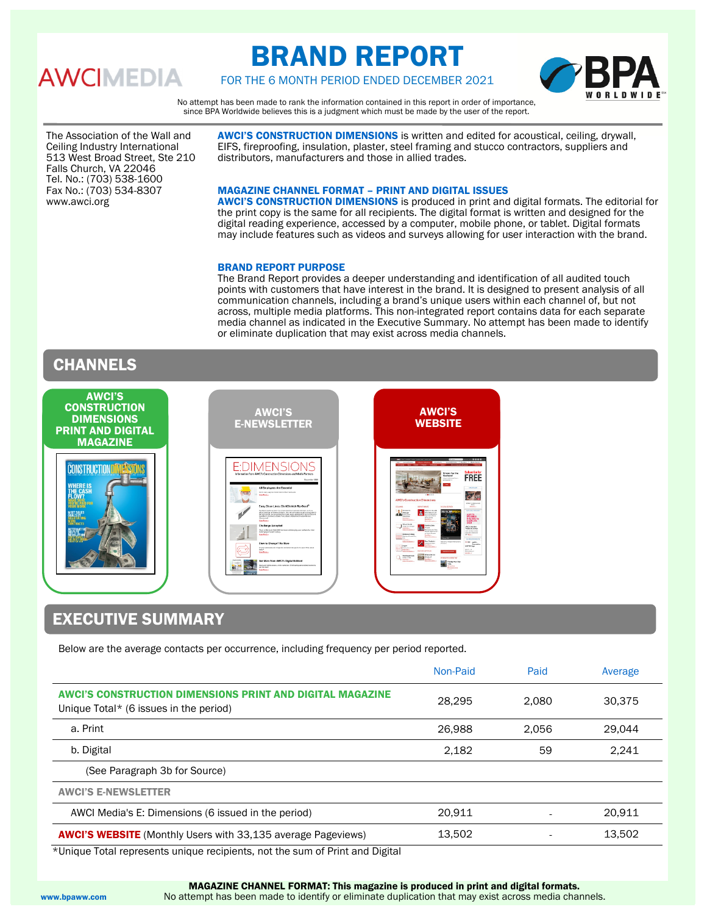AWCIMEDIA

# BRAND REPORT

FOR THE 6 MONTH PERIOD ENDED DECEMBER 2021

No attempt has been made to rank the information contained in this report in order of importance, since BPA Worldwide believes this is a judgment which must be made by the user of the report.

The Association of the Wall and Ceiling Industry International
513 West Broad Street, Ste 210
Falls Church, VA 22046
Tel. No.: (703) 538-1600
Fax No.: (703) 534-8307
www.awci.org

**AWCI'S CONSTRUCTION DIMENSIONS** is written and edited for acoustical, ceiling, drywall, EIFS, fireproofing, insulation, plaster, steel framing and stucco contractors, suppliers and distributors, manufacturers and those in allied trades.

### MAGAZINE CHANNEL FORMAT – PRINT AND DIGITAL ISSUES

**AWCI'S CONSTRUCTION DIMENSIONS** is produced in print and digital formats. The editorial for the print copy is the same for all recipients. The digital format is written and designed for the digital reading experience, accessed by a computer, mobile phone, or tablet. Digital formats may include features such as videos and surveys allowing for user interaction with the brand.

### BRAND REPORT PURPOSE

The Brand Report provides a deeper understanding and identification of all audited touch points with customers that have interest in the brand. It is designed to present analysis of all communication channels, including a brand's unique users within each channel of, but not across, multiple media platforms. This non-integrated report contains data for each separate media channel as indicated in the Executive Summary. No attempt has been made to identify or eliminate duplication that may exist across media channels.

## CHANNELS

- AWCI'S CONSTRUCTION DIMENSIONS PRINT AND DIGITAL MAGAZINE
- AWCI'S E-NEWSLETTER
- AWCI'S WEBSITE

## EXECUTIVE SUMMARY

Below are the average contacts per occurrence, including frequency per period reported.

| | Non-Paid | Paid | Average |
|---|---|---|---|
| **AWCI'S CONSTRUCTION DIMENSIONS PRINT AND DIGITAL MAGAZINE** Unique Total* (6 issues in the period) | 28,295 | 2,080 | 30,375 |
| a. Print | 26,988 | 2,056 | 29,044 |
| b. Digital | 2,182 | 59 | 2,241 |
| (See Paragraph 3b for Source) | | | |
| **AWCI'S E-NEWSLETTER** | | | |
| AWCI Media's E: Dimensions (6 issued in the period) | 20,911 | - | 20,911 |
| **AWCI'S WEBSITE** (Monthly Users with 33,135 average Pageviews) | 13,502 | - | 13,502 |

*Unique Total represents unique recipients, not the sum of Print and Digital

**MAGAZINE CHANNEL FORMAT: This magazine is produced in print and digital formats.**
No attempt has been made to identify or eliminate duplication that may exist across media channels.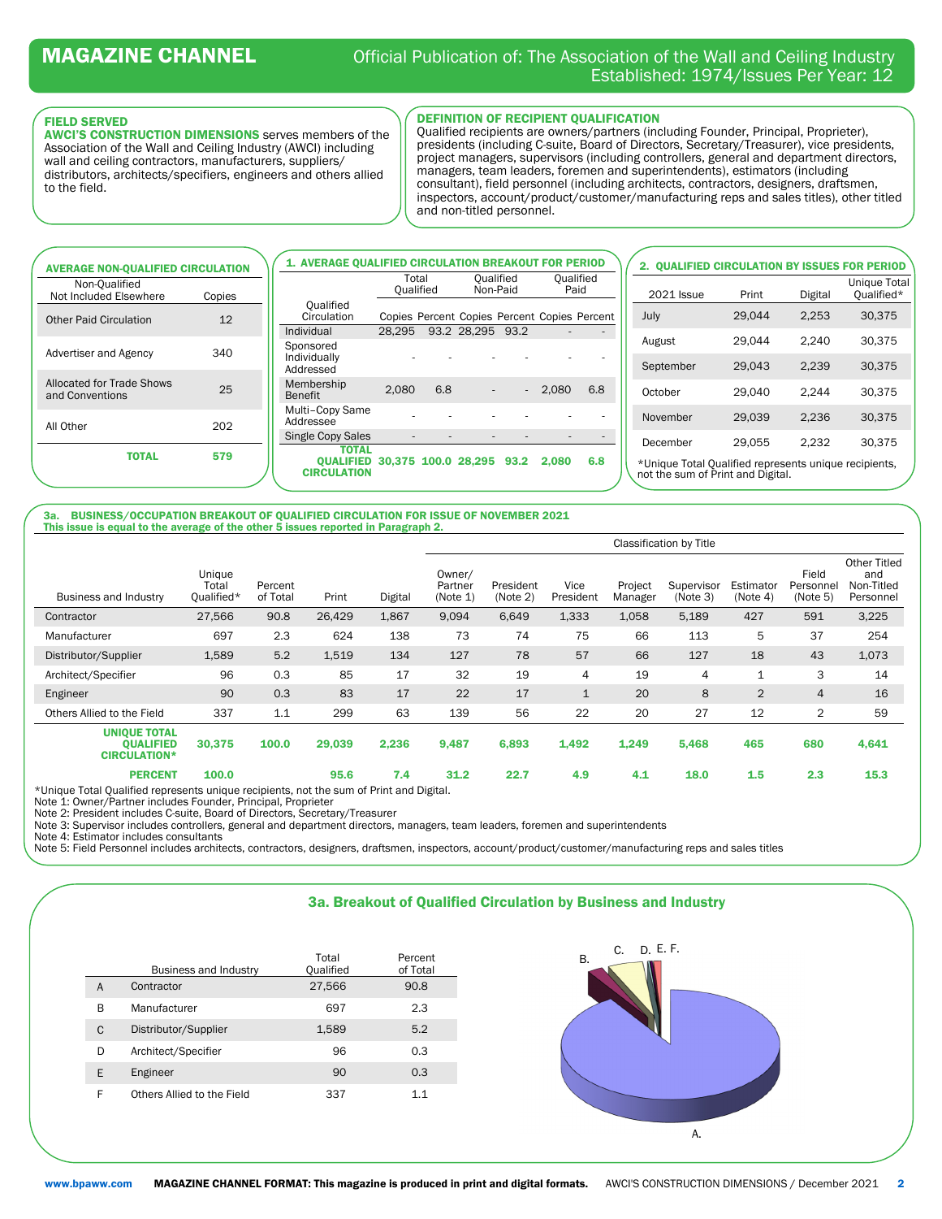# MAGAZINE CHANNEL

Official Publication of: The Association of the Wall and Ceiling Industry
Established: 1974/Issues Per Year: 12

## FIELD SERVED

**AWCI'S CONSTRUCTION DIMENSIONS** serves members of the Association of the Wall and Ceiling Industry (AWCI) including wall and ceiling contractors, manufacturers, suppliers/distributors, architects/specifiers, engineers and others allied to the field.

## DEFINITION OF RECIPIENT QUALIFICATION

Qualified recipients are owners/partners (including Founder, Principal, Proprietor), presidents (including C-suite, Board of Directors, Secretary/Treasurer), vice presidents, project managers, supervisors (including controllers, general and department directors, managers, team leaders, foremen and superintendents), estimators (including consultant), field personnel (including architects, contractors, designers, draftsmen, inspectors, account/product/customer/manufacturing reps and sales titles), other titled and non-titled personnel.

## AVERAGE NON-QUALIFIED CIRCULATION

| Non-Qualified Not Included Elsewhere | Copies |
|---|---|
| Other Paid Circulation | 12 |
| Advertiser and Agency | 340 |
| Allocated for Trade Shows and Conventions | 25 |
| All Other | 202 |
| **TOTAL** | **579** |

## 1. AVERAGE QUALIFIED CIRCULATION BREAKOUT FOR PERIOD

| Qualified Circulation | Total Qualified | | Qualified Non-Paid | | Qualified Paid | |
|---|---|---|---|---|---|---|
| | Copies | Percent | Copies | Percent | Copies | Percent |
| Individual | 28,295 | 93.2 | 28,295 | 93.2 | - | - |
| Sponsored Individually Addressed | - | - | - | - | - | - |
| Membership Benefit | 2,080 | 6.8 | - | - | 2,080 | 6.8 |
| Multi–Copy Same Addressee | - | - | - | - | - | - |
| Single Copy Sales | - | - | - | - | - | - |
| **TOTAL QUALIFIED CIRCULATION** | **30,375** | **100.0** | **28,295** | **93.2** | **2,080** | **6.8** |

## 2. QUALIFIED CIRCULATION BY ISSUES FOR PERIOD

| 2021 Issue | Print | Digital | Unique Total Qualified* |
|---|---|---|---|
| July | 29,044 | 2,253 | 30,375 |
| August | 29,044 | 2,240 | 30,375 |
| September | 29,043 | 2,239 | 30,375 |
| October | 29,040 | 2,244 | 30,375 |
| November | 29,039 | 2,236 | 30,375 |
| December | 29,055 | 2,232 | 30,375 |

*Unique Total Qualified represents unique recipients, not the sum of Print and Digital.

## 3a. BUSINESS/OCCUPATION BREAKOUT OF QUALIFIED CIRCULATION FOR ISSUE OF NOVEMBER 2021

**This issue is equal to the average of the other 5 issues reported in Paragraph 2.**

| Business and Industry | Unique Total Qualified* | Percent of Total | Print | Digital | Classification by Title | | | | | | | |
|---|---|---|---|---|---|---|---|---|---|---|---|---|
| | | | | | Owner/ Partner (Note 1) | President (Note 2) | Vice President | Project Manager | Supervisor (Note 3) | Estimator (Note 4) | Field Personnel (Note 5) | Other Titled and Non-Titled Personnel |
| Contractor | 27,566 | 90.8 | 26,429 | 1,867 | 9,094 | 6,649 | 1,333 | 1,058 | 5,189 | 427 | 591 | 3,225 |
| Manufacturer | 697 | 2.3 | 624 | 138 | 73 | 74 | 75 | 66 | 113 | 5 | 37 | 254 |
| Distributor/Supplier | 1,589 | 5.2 | 1,519 | 134 | 127 | 78 | 57 | 66 | 127 | 18 | 43 | 1,073 |
| Architect/Specifier | 96 | 0.3 | 85 | 17 | 32 | 19 | 4 | 19 | 4 | 1 | 3 | 14 |
| Engineer | 90 | 0.3 | 83 | 17 | 22 | 17 | 1 | 20 | 8 | 2 | 4 | 16 |
| Others Allied to the Field | 337 | 1.1 | 299 | 63 | 139 | 56 | 22 | 20 | 27 | 12 | 2 | 59 |
| **UNIQUE TOTAL QUALIFIED CIRCULATION*** | **30,375** | **100.0** | **29,039** | **2,236** | **9,487** | **6,893** | **1,492** | **1,249** | **5,468** | **465** | **680** | **4,641** |
| **PERCENT** | **100.0** | | **95.6** | **7.4** | **31.2** | **22.7** | **4.9** | **4.1** | **18.0** | **1.5** | **2.3** | **15.3** |

*Unique Total Qualified represents unique recipients, not the sum of Print and Digital.
Note 1: Owner/Partner includes Founder, Principal, Proprieter
Note 2: President includes C-suite, Board of Directors, Secretary/Treasurer
Note 3: Supervisor includes controllers, general and department directors, managers, team leaders, foremen and superintendents
Note 4: Estimator includes consultants
Note 5: Field Personnel includes architects, contractors, designers, draftsmen, inspectors, account/product/customer/manufacturing reps and sales titles

## 3a. Breakout of Qualified Circulation by Business and Industry

| | Business and Industry | Total Qualified | Percent of Total |
|---|---|---|---|
| A | Contractor | 27,566 | 90.8 |
| B | Manufacturer | 697 | 2.3 |
| C | Distributor/Supplier | 1,589 | 5.2 |
| D | Architect/Specifier | 96 | 0.3 |
| E | Engineer | 90 | 0.3 |
| F | Others Allied to the Field | 337 | 1.1 |

www.bpaww.com **MAGAZINE CHANNEL FORMAT: This magazine is produced in print and digital formats.** AWCI'S CONSTRUCTION DIMENSIONS / December 2021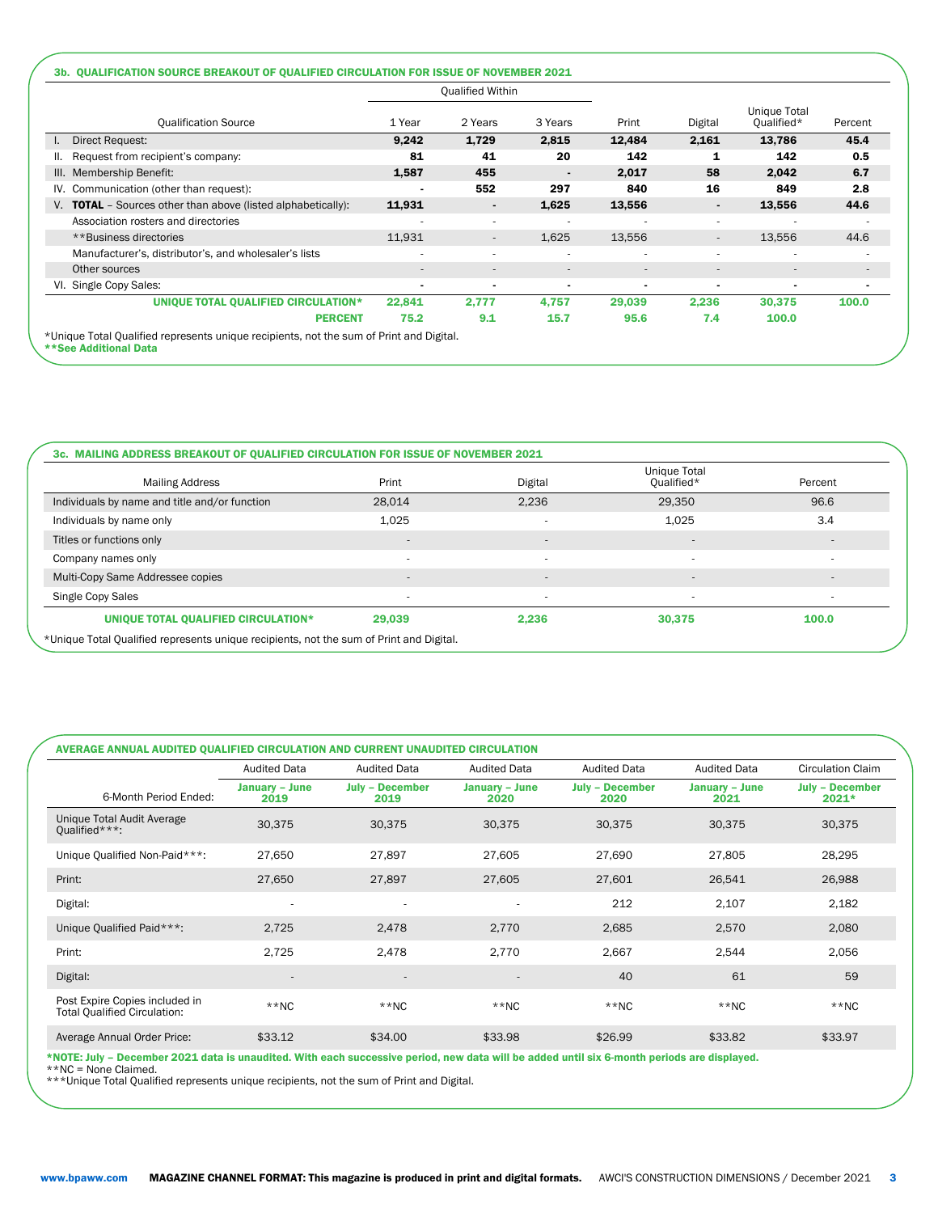### 3b. QUALIFICATION SOURCE BREAKOUT OF QUALIFIED CIRCULATION FOR ISSUE OF NOVEMBER 2021

| Qualification Source | Qualified Within | | | Print | Digital | Unique Total Qualified* | Percent |
|---|---|---|---|---|---|---|---|
| | 1 Year | 2 Years | 3 Years | | | | |
| I. Direct Request: | **9,242** | **1,729** | **2,815** | **12,484** | **2,161** | **13,786** | **45.4** |
| II. Request from recipient's company: | **81** | **41** | **20** | **142** | **1** | **142** | **0.5** |
| III. Membership Benefit: | **1,587** | **455** | **-** | **2,017** | **58** | **2,042** | **6.7** |
| IV. Communication (other than request): | **-** | **552** | **297** | **840** | **16** | **849** | **2.8** |
| V. **TOTAL** – Sources other than above (listed alphabetically): | **11,931** | **-** | **1,625** | **13,556** | **-** | **13,556** | **44.6** |
| Association rosters and directories | - | - | - | - | - | - | - |
| **Business directories | 11,931 | - | 1,625 | 13,556 | - | 13,556 | 44.6 |
| Manufacturer's, distributor's, and wholesaler's lists | - | - | - | - | - | - | - |
| Other sources | - | - | - | - | - | - | - |
| VI. Single Copy Sales: | **-** | **-** | **-** | **-** | **-** | **-** | **-** |
| **UNIQUE TOTAL QUALIFIED CIRCULATION*** | **22,841** | **2,777** | **4,757** | **29,039** | **2,236** | **30,375** | **100.0** |
| **PERCENT** | **75.2** | **9.1** | **15.7** | **95.6** | **7.4** | **100.0** | |

*Unique Total Qualified represents unique recipients, not the sum of Print and Digital.
**See Additional Data

### 3c. MAILING ADDRESS BREAKOUT OF QUALIFIED CIRCULATION FOR ISSUE OF NOVEMBER 2021

| Mailing Address | Print | Digital | Unique Total Qualified* | Percent |
|---|---|---|---|---|
| Individuals by name and title and/or function | 28,014 | 2,236 | 29,350 | 96.6 |
| Individuals by name only | 1,025 | - | 1,025 | 3.4 |
| Titles or functions only | - | - | - | - |
| Company names only | - | - | - | - |
| Multi-Copy Same Addressee copies | - | - | - | - |
| Single Copy Sales | - | - | - | - |
| **UNIQUE TOTAL QUALIFIED CIRCULATION*** | **29,039** | **2,236** | **30,375** | **100.0** |

*Unique Total Qualified represents unique recipients, not the sum of Print and Digital.

### AVERAGE ANNUAL AUDITED QUALIFIED CIRCULATION AND CURRENT UNAUDITED CIRCULATION

| | Audited Data | Audited Data | Audited Data | Audited Data | Audited Data | Circulation Claim |
|---|---|---|---|---|---|---|
| 6-Month Period Ended: | **January – June 2019** | **July – December 2019** | **January – June 2020** | **July – December 2020** | **January – June 2021** | **July – December 2021*** |
| Unique Total Audit Average Qualified***: | 30,375 | 30,375 | 30,375 | 30,375 | 30,375 | 30,375 |
| Unique Qualified Non-Paid***: | 27,650 | 27,897 | 27,605 | 27,690 | 27,805 | 28,295 |
| Print: | 27,650 | 27,897 | 27,605 | 27,601 | 26,541 | 26,988 |
| Digital: | - | - | - | 212 | 2,107 | 2,182 |
| Unique Qualified Paid***: | 2,725 | 2,478 | 2,770 | 2,685 | 2,570 | 2,080 |
| Print: | 2,725 | 2,478 | 2,770 | 2,667 | 2,544 | 2,056 |
| Digital: | - | - | - | 40 | 61 | 59 |
| Post Expire Copies included in Total Qualified Circulation: | **NC | **NC | **NC | **NC | **NC | **NC |
| Average Annual Order Price: | $33.12 | $34.00 | $33.98 | $26.99 | $33.82 | $33.97 |

***NOTE: July – December 2021 data is unaudited. With each successive period, new data will be added until six 6-month periods are displayed.**
**NC = None Claimed.
***Unique Total Qualified represents unique recipients, not the sum of Print and Digital.

**MAGAZINE CHANNEL FORMAT: This magazine is produced in print and digital formats.**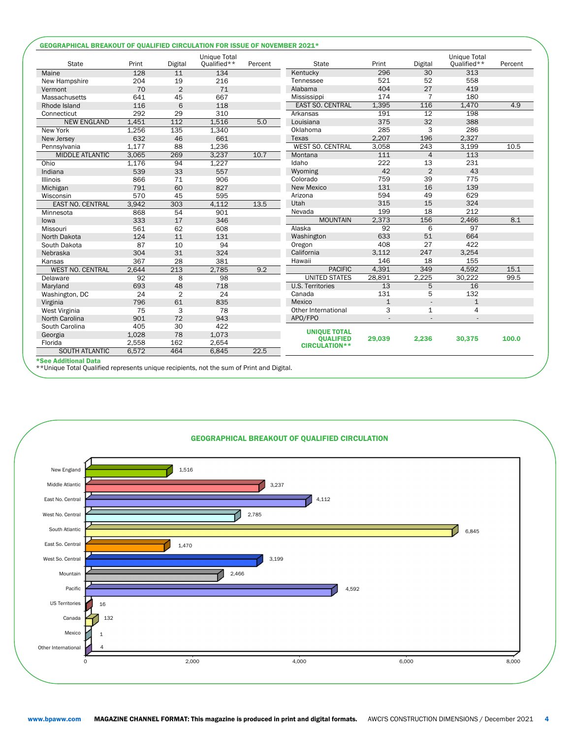## GEOGRAPHICAL BREAKOUT OF QUALIFIED CIRCULATION FOR ISSUE OF NOVEMBER 2021*

| State | Print | Digital | Unique Total Qualified** | Percent |
|---|---|---|---|---|
| Maine | 128 | 11 | 134 | |
| New Hampshire | 204 | 19 | 216 | |
| Vermont | 70 | 2 | 71 | |
| Massachusetts | 641 | 45 | 667 | |
| Rhode Island | 116 | 6 | 118 | |
| Connecticut | 292 | 29 | 310 | |
| NEW ENGLAND | 1,451 | 112 | 1,516 | 5.0 |
| New York | 1,256 | 135 | 1,340 | |
| New Jersey | 632 | 46 | 661 | |
| Pennsylvania | 1,177 | 88 | 1,236 | |
| MIDDLE ATLANTIC | 3,065 | 269 | 3,237 | 10.7 |
| Ohio | 1,176 | 94 | 1,227 | |
| Indiana | 539 | 33 | 557 | |
| Illinois | 866 | 71 | 906 | |
| Michigan | 791 | 60 | 827 | |
| Wisconsin | 570 | 45 | 595 | |
| EAST NO. CENTRAL | 3,942 | 303 | 4,112 | 13.5 |
| Minnesota | 868 | 54 | 901 | |
| Iowa | 333 | 17 | 346 | |
| Missouri | 561 | 62 | 608 | |
| North Dakota | 124 | 11 | 131 | |
| South Dakota | 87 | 10 | 94 | |
| Nebraska | 304 | 31 | 324 | |
| Kansas | 367 | 28 | 381 | |
| WEST NO. CENTRAL | 2,644 | 213 | 2,785 | 9.2 |
| Delaware | 92 | 8 | 98 | |
| Maryland | 693 | 48 | 718 | |
| Washington, DC | 24 | 2 | 24 | |
| Virginia | 796 | 61 | 835 | |
| West Virginia | 75 | 3 | 78 | |
| North Carolina | 901 | 72 | 943 | |
| South Carolina | 405 | 30 | 422 | |
| Georgia | 1,028 | 78 | 1,073 | |
| Florida | 2,558 | 162 | 2,654 | |
| SOUTH ATLANTIC | 6,572 | 464 | 6,845 | 22.5 |
| Kentucky | 296 | 30 | 313 | |
| Tennessee | 521 | 52 | 558 | |
| Alabama | 404 | 27 | 419 | |
| Mississippi | 174 | 7 | 180 | |
| EAST SO. CENTRAL | 1,395 | 116 | 1,470 | 4.9 |
| Arkansas | 191 | 12 | 198 | |
| Louisiana | 375 | 32 | 388 | |
| Oklahoma | 285 | 3 | 286 | |
| Texas | 2,207 | 196 | 2,327 | |
| WEST SO. CENTRAL | 3,058 | 243 | 3,199 | 10.5 |
| Montana | 111 | 4 | 113 | |
| Idaho | 222 | 13 | 231 | |
| Wyoming | 42 | 2 | 43 | |
| Colorado | 759 | 39 | 775 | |
| New Mexico | 131 | 16 | 139 | |
| Arizona | 594 | 49 | 629 | |
| Utah | 315 | 15 | 324 | |
| Nevada | 199 | 18 | 212 | |
| MOUNTAIN | 2,373 | 156 | 2,466 | 8.1 |
| Alaska | 92 | 6 | 97 | |
| Washington | 633 | 51 | 664 | |
| Oregon | 408 | 27 | 422 | |
| California | 3,112 | 247 | 3,254 | |
| Hawaii | 146 | 18 | 155 | |
| PACIFIC | 4,391 | 349 | 4,592 | 15.1 |
| UNITED STATES | 28,891 | 2,225 | 30,222 | 99.5 |
| U.S. Territories | 13 | 5 | 16 | |
| Canada | 131 | 5 | 132 | |
| Mexico | 1 | - | 1 | |
| Other International | 3 | 1 | 4 | |
| APO/FPO | - | - | - | |
| **UNIQUE TOTAL QUALIFIED CIRCULATION**** | **29,039** | **2,236** | **30,375** | **100.0** |

***See Additional Data**

**Unique Total Qualified represents unique recipients, not the sum of Print and Digital.

## GEOGRAPHICAL BREAKOUT OF QUALIFIED CIRCULATION

| Region | Unique Total Qualified |
|---|---|
| New England | 1,516 |
| Middle Atlantic | 3,237 |
| East No. Central | 4,112 |
| West No. Central | 2,785 |
| South Atlantic | 6,845 |
| East So. Central | 1,470 |
| West So. Central | 3,199 |
| Mountain | 2,466 |
| Pacific | 4,592 |
| US Territories | 16 |
| Canada | 132 |
| Mexico | 1 |
| Other International | 4 |

www.bpaww.com **MAGAZINE CHANNEL FORMAT: This magazine is produced in print and digital formats.** AWCI'S CONSTRUCTION DIMENSIONS / December 2021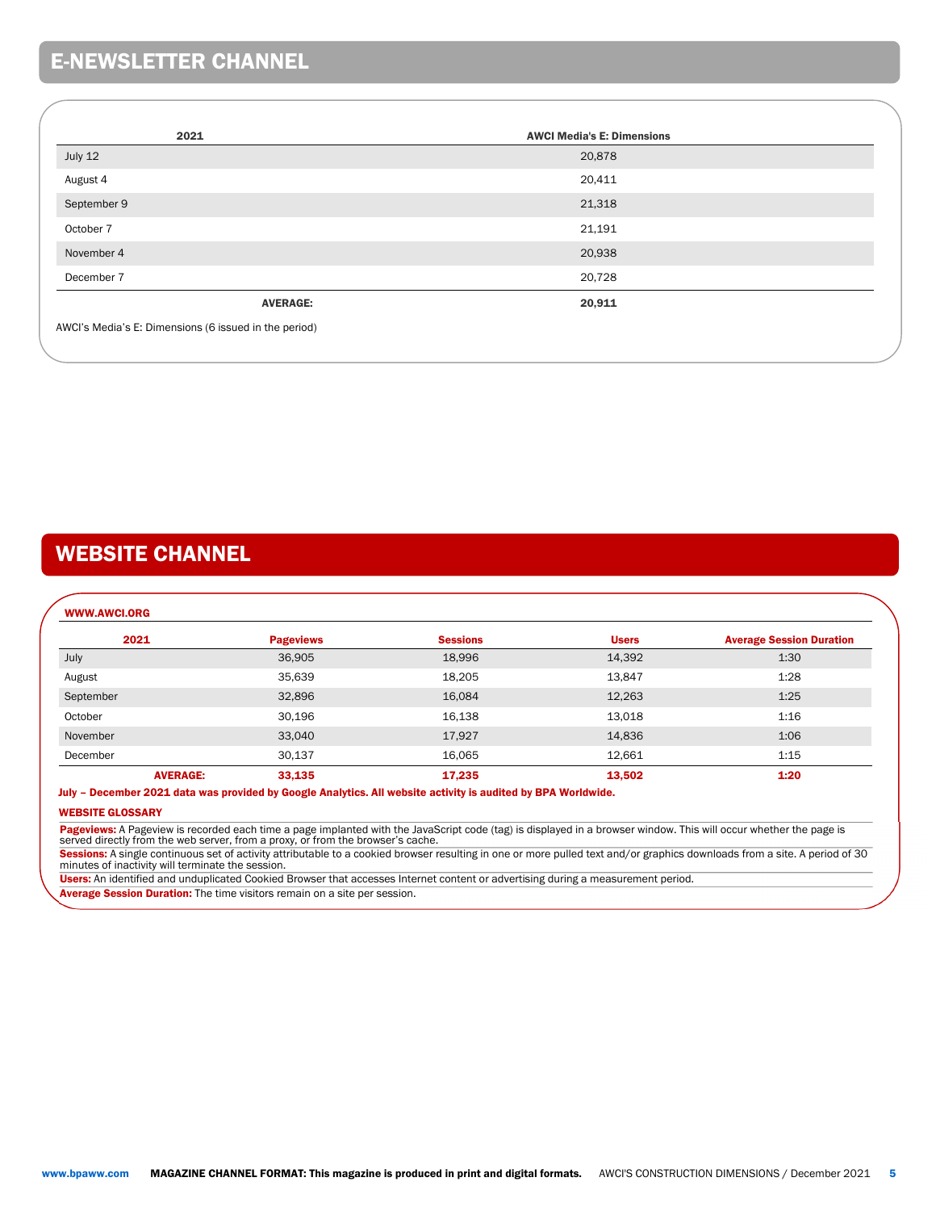## E-NEWSLETTER CHANNEL

| 2021 | AWCI Media's E: Dimensions |
|---|---|
| July 12 | 20,878 |
| August 4 | 20,411 |
| September 9 | 21,318 |
| October 7 | 21,191 |
| November 4 | 20,938 |
| December 7 | 20,728 |
| **AVERAGE:** | **20,911** |

AWCI's Media's E: Dimensions (6 issued in the period)

## WEBSITE CHANNEL

**WWW.AWCI.ORG**

| 2021 | Pageviews | Sessions | Users | Average Session Duration |
|---|---|---|---|---|
| July | 36,905 | 18,996 | 14,392 | 1:30 |
| August | 35,639 | 18,205 | 13,847 | 1:28 |
| September | 32,896 | 16,084 | 12,263 | 1:25 |
| October | 30,196 | 16,138 | 13,018 | 1:16 |
| November | 33,040 | 17,927 | 14,836 | 1:06 |
| December | 30,137 | 16,065 | 12,661 | 1:15 |
| **AVERAGE:** | **33,135** | **17,235** | **13,502** | **1:20** |

**July – December 2021 data was provided by Google Analytics. All website activity is audited by BPA Worldwide.**

**WEBSITE GLOSSARY**

**Pageviews:** A Pageview is recorded each time a page implanted with the JavaScript code (tag) is displayed in a browser window. This will occur whether the page is served directly from the web server, from a proxy, or from the browser's cache.

**Sessions:** A single continuous set of activity attributable to a cookied browser resulting in one or more pulled text and/or graphics downloads from a site. A period of 30 minutes of inactivity will terminate the session.

**Users:** An identified and unduplicated Cookied Browser that accesses Internet content or advertising during a measurement period.

**Average Session Duration:** The time visitors remain on a site per session.

**MAGAZINE CHANNEL FORMAT: This magazine is produced in print and digital formats.**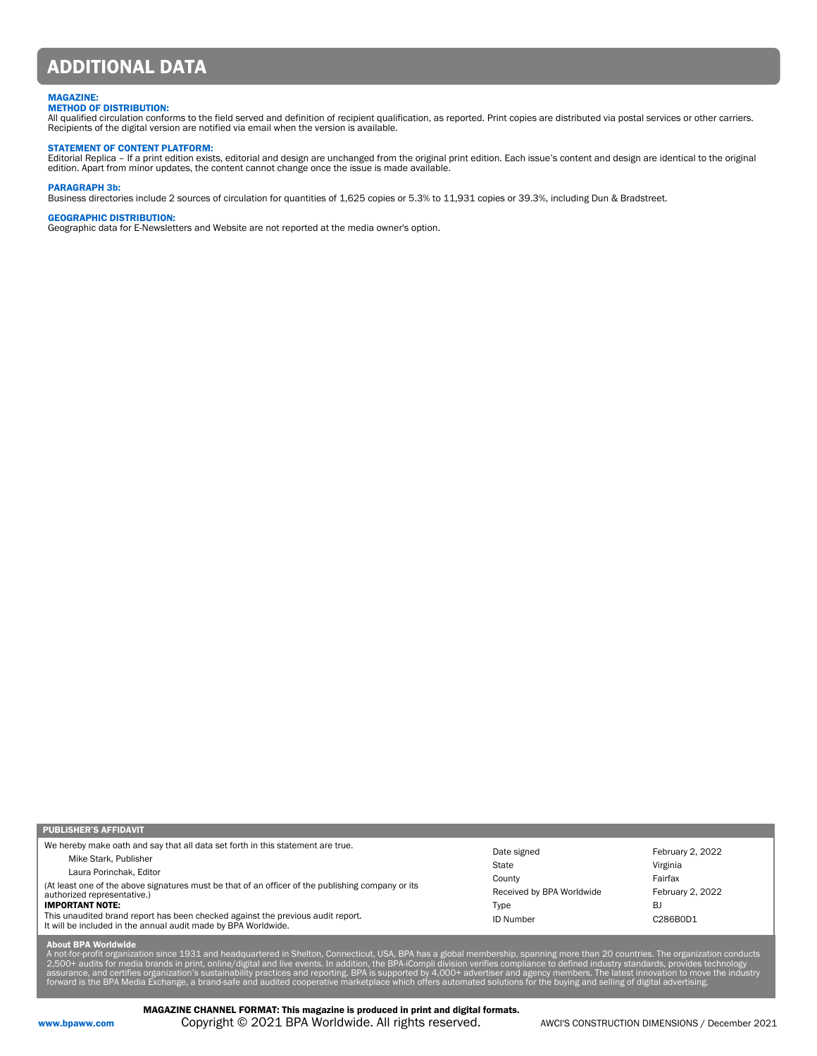# ADDITIONAL DATA

**MAGAZINE:**

**METHOD OF DISTRIBUTION:**

All qualified circulation conforms to the field served and definition of recipient qualification, as reported. Print copies are distributed via postal services or other carriers. Recipients of the digital version are notified via email when the version is available.

**STATEMENT OF CONTENT PLATFORM:**

Editorial Replica – If a print edition exists, editorial and design are unchanged from the original print edition. Each issue's content and design are identical to the original edition. Apart from minor updates, the content cannot change once the issue is made available.

**PARAGRAPH 3b:**

Business directories include 2 sources of circulation for quantities of 1,625 copies or 5.3% to 11,931 copies or 39.3%, including Dun & Bradstreet.

**GEOGRAPHIC DISTRIBUTION:**

Geographic data for E-Newsletters and Website are not reported at the media owner's option.

## PUBLISHER'S AFFIDAVIT

We hereby make oath and say that all data set forth in this statement are true.

Mike Stark, Publisher

Laura Porinchak, Editor

(At least one of the above signatures must be that of an officer of the publishing company or its authorized representative.)

**IMPORTANT NOTE:**

This unaudited brand report has been checked against the previous audit report.
It will be included in the annual audit made by BPA Worldwide.

| | |
|---|---|
| Date signed | February 2, 2022 |
| State | Virginia |
| County | Fairfax |
| Received by BPA Worldwide | February 2, 2022 |
| Type | BJ |
| ID Number | C286B0D1 |

**About BPA Worldwide**

A not-for-profit organization since 1931 and headquartered in Shelton, Connecticut, USA, BPA has a global membership, spanning more than 20 countries. The organization conducts 2,500+ audits for media brands in print, online/digital and live events. In addition, the BPA-iCompli division verifies compliance to defined industry standards, provides technology assurance, and certifies organization's sustainability practices and reporting. BPA is supported by 4,000+ advertiser and agency members. The latest innovation to move the industry forward is the BPA Media Exchange, a brand-safe and audited cooperative marketplace which offers automated solutions for the buying and selling of digital advertising.

**MAGAZINE CHANNEL FORMAT: This magazine is produced in print and digital formats.**

www.bpaww.com

Copyright © 2021 BPA Worldwide. All rights reserved.

AWCI'S CONSTRUCTION DIMENSIONS / December 2021